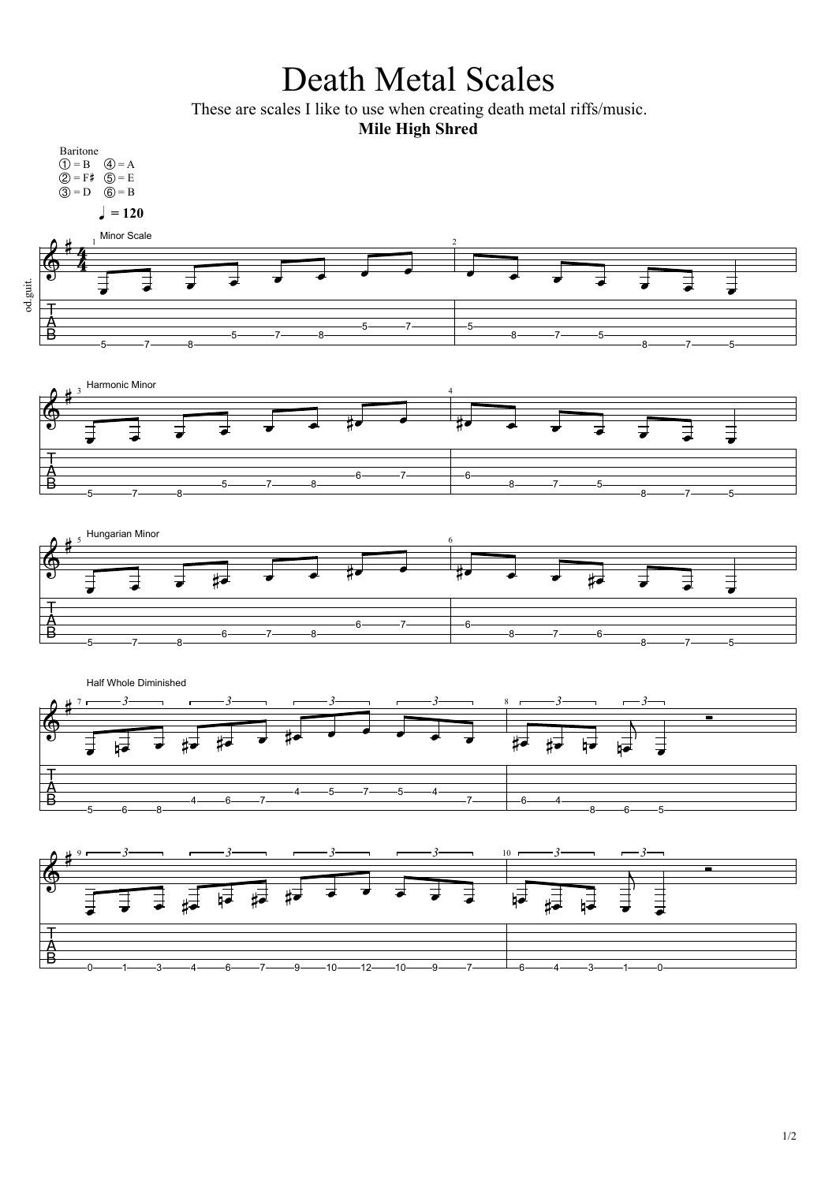# Death Metal Scales

These are scales I like to use when creating death metal riffs/music.

**Mile High Shred**

Baritone
① = B ④ = A
② = F♯ ⑤ = E
③ = D ⑥ = B

♩ = 120

Minor Scale

Harmonic Minor

Hungarian Minor

Half Whole Diminished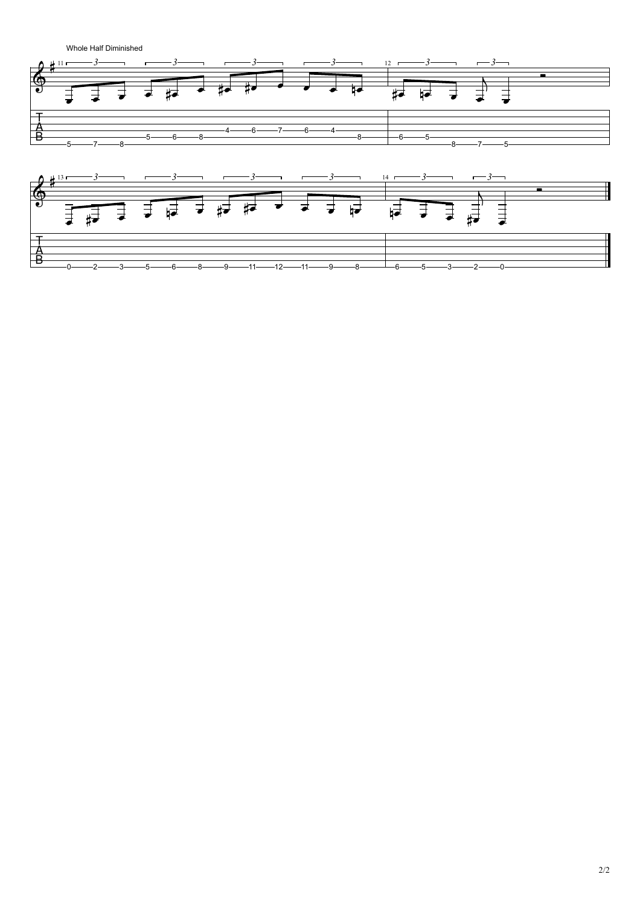Whole Half Diminished